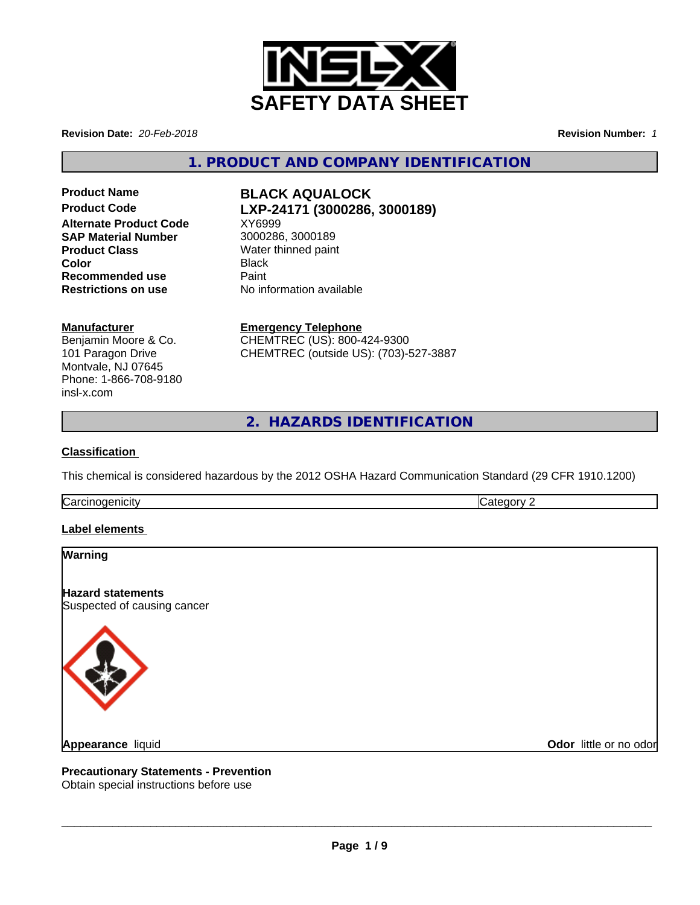# SAFETY DATA SHEET

**Revision Date:** *20-Feb-2018*

**Revision Number:** *1*

## 1. PRODUCT AND COMPANY IDENTIFICATION

| | |
|---|---|
| **Product Name** | **BLACK AQUALOCK** |
| **Product Code** | **LXP-24171 (3000286, 3000189)** |
| **Alternate Product Code** | XY6999 |
| **SAP Material Number** | 3000286, 3000189 |
| **Product Class** | Water thinned paint |
| **Color** | Black |
| **Recommended use** | Paint |
| **Restrictions on use** | No information available |

**Manufacturer**
Benjamin Moore & Co.
101 Paragon Drive
Montvale, NJ 07645
Phone: 1-866-708-9180
insl-x.com

**Emergency Telephone**
CHEMTREC (US): 800-424-9300
CHEMTREC (outside US): (703)-527-3887

## 2. HAZARDS IDENTIFICATION

**Classification**

This chemical is considered hazardous by the 2012 OSHA Hazard Communication Standard (29 CFR 1910.1200)

| Carcinogenicity | Category 2 |
|---|---|

**Label elements**

**Warning**

**Hazard statements**
Suspected of causing cancer

**Appearance** liquid

**Odor** little or no odor

**Precautionary Statements - Prevention**
Obtain special instructions before use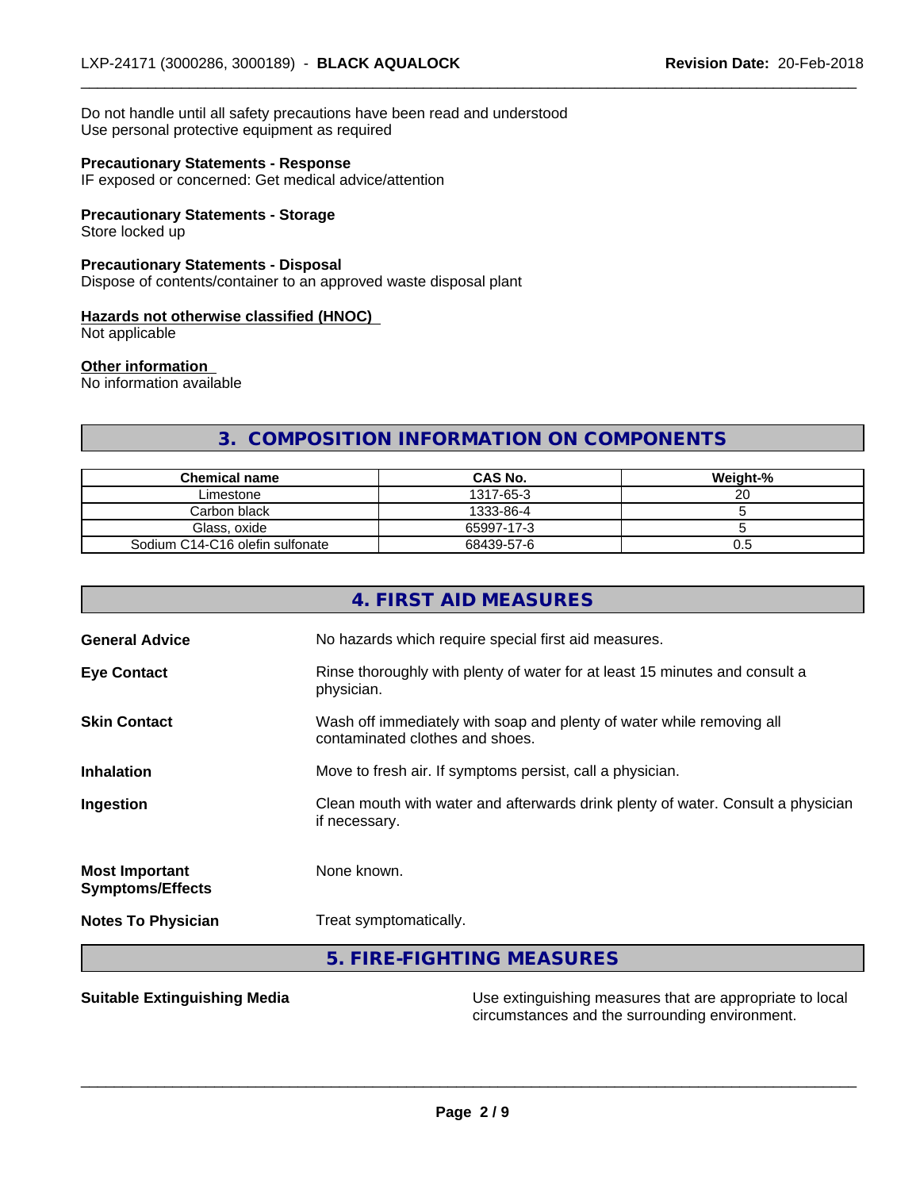Do not handle until all safety precautions have been read and understood
Use personal protective equipment as required

**Precautionary Statements - Response**
IF exposed or concerned: Get medical advice/attention

**Precautionary Statements - Storage**
Store locked up

**Precautionary Statements - Disposal**
Dispose of contents/container to an approved waste disposal plant

**Hazards not otherwise classified (HNOC)**
Not applicable

**Other information**
No information available

## 3. COMPOSITION INFORMATION ON COMPONENTS

| Chemical name | CAS No. | Weight-% |
|---|---|---|
| Limestone | 1317-65-3 | 20 |
| Carbon black | 1333-86-4 | 5 |
| Glass, oxide | 65997-17-3 | 5 |
| Sodium C14-C16 olefin sulfonate | 68439-57-6 | 0.5 |

## 4. FIRST AID MEASURES

**General Advice** No hazards which require special first aid measures.

**Eye Contact** Rinse thoroughly with plenty of water for at least 15 minutes and consult a physician.

**Skin Contact** Wash off immediately with soap and plenty of water while removing all contaminated clothes and shoes.

**Inhalation** Move to fresh air. If symptoms persist, call a physician.

**Ingestion** Clean mouth with water and afterwards drink plenty of water. Consult a physician if necessary.

**Most Important Symptoms/Effects** None known.

**Notes To Physician** Treat symptomatically.

## 5. FIRE-FIGHTING MEASURES

**Suitable Extinguishing Media** Use extinguishing measures that are appropriate to local circumstances and the surrounding environment.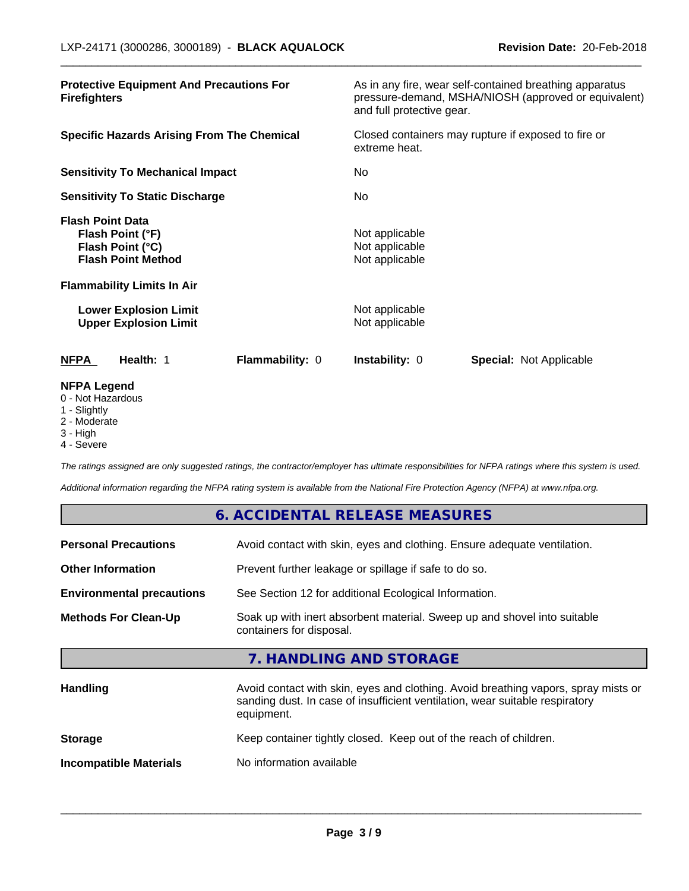| | |
|---|---|
| **Protective Equipment And Precautions For Firefighters** | As in any fire, wear self-contained breathing apparatus pressure-demand, MSHA/NIOSH (approved or equivalent) and full protective gear. |
| **Specific Hazards Arising From The Chemical** | Closed containers may rupture if exposed to fire or extreme heat. |
| **Sensitivity To Mechanical Impact** | No |
| **Sensitivity To Static Discharge** | No |

**Flash Point Data**

| | |
|---|---|
| **Flash Point (°F)** | Not applicable |
| **Flash Point (°C)** | Not applicable |
| **Flash Point Method** | Not applicable |

**Flammability Limits In Air**

| | |
|---|---|
| **Lower Explosion Limit** | Not applicable |
| **Upper Explosion Limit** | Not applicable |

| **NFPA** | **Health:** 1 | **Flammability:** 0 | **Instability:** 0 | **Special:** Not Applicable |
|---|---|---|---|---|

**NFPA Legend**
- 0 - Not Hazardous
- 1 - Slightly
- 2 - Moderate
- 3 - High
- 4 - Severe

*The ratings assigned are only suggested ratings, the contractor/employer has ultimate responsibilities for NFPA ratings where this system is used.*

*Additional information regarding the NFPA rating system is available from the National Fire Protection Agency (NFPA) at www.nfpa.org.*

## 6. ACCIDENTAL RELEASE MEASURES

| | |
|---|---|
| **Personal Precautions** | Avoid contact with skin, eyes and clothing. Ensure adequate ventilation. |
| **Other Information** | Prevent further leakage or spillage if safe to do so. |
| **Environmental precautions** | See Section 12 for additional Ecological Information. |
| **Methods For Clean-Up** | Soak up with inert absorbent material. Sweep up and shovel into suitable containers for disposal. |

## 7. HANDLING AND STORAGE

| | |
|---|---|
| **Handling** | Avoid contact with skin, eyes and clothing. Avoid breathing vapors, spray mists or sanding dust. In case of insufficient ventilation, wear suitable respiratory equipment. |
| **Storage** | Keep container tightly closed. Keep out of the reach of children. |
| **Incompatible Materials** | No information available |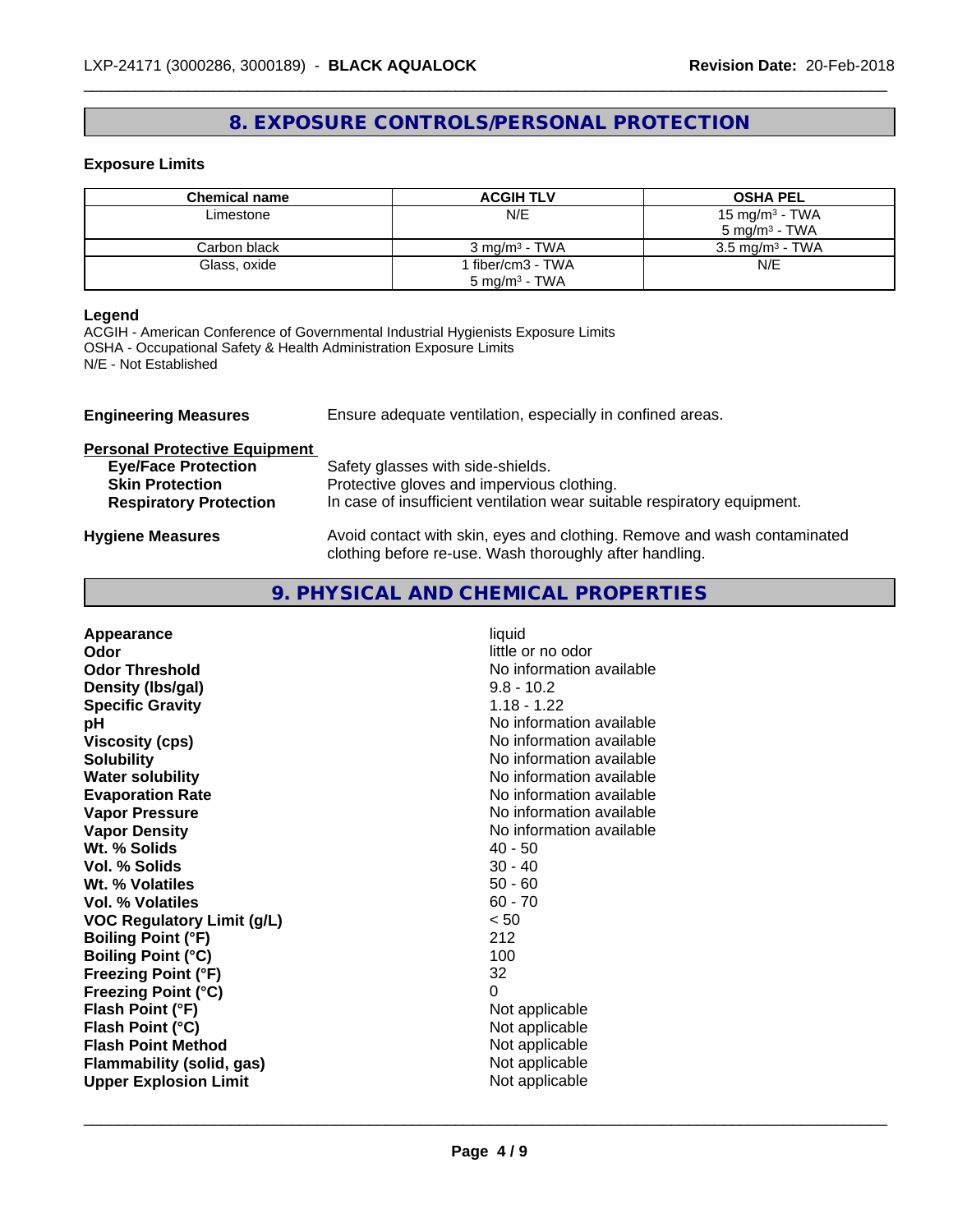## 8. EXPOSURE CONTROLS/PERSONAL PROTECTION

### Exposure Limits

| Chemical name | ACGIH TLV | OSHA PEL |
|---|---|---|
| Limestone | N/E | 15 mg/m³ - TWA<br>5 mg/m³ - TWA |
| Carbon black | 3 mg/m³ - TWA | 3.5 mg/m³ - TWA |
| Glass, oxide | 1 fiber/cm3 - TWA<br>5 mg/m³ - TWA | N/E |

**Legend**

ACGIH - American Conference of Governmental Industrial Hygienists Exposure Limits
OSHA - Occupational Safety & Health Administration Exposure Limits
N/E - Not Established

**Engineering Measures** Ensure adequate ventilation, especially in confined areas.

**Personal Protective Equipment**

- **Eye/Face Protection** Safety glasses with side-shields.
- **Skin Protection** Protective gloves and impervious clothing.
- **Respiratory Protection** In case of insufficient ventilation wear suitable respiratory equipment.

**Hygiene Measures** Avoid contact with skin, eyes and clothing. Remove and wash contaminated clothing before re-use. Wash thoroughly after handling.

## 9. PHYSICAL AND CHEMICAL PROPERTIES

| | |
|---|---|
| **Appearance** | liquid |
| **Odor** | little or no odor |
| **Odor Threshold** | No information available |
| **Density (lbs/gal)** | 9.8 - 10.2 |
| **Specific Gravity** | 1.18 - 1.22 |
| **pH** | No information available |
| **Viscosity (cps)** | No information available |
| **Solubility** | No information available |
| **Water solubility** | No information available |
| **Evaporation Rate** | No information available |
| **Vapor Pressure** | No information available |
| **Vapor Density** | No information available |
| **Wt. % Solids** | 40 - 50 |
| **Vol. % Solids** | 30 - 40 |
| **Wt. % Volatiles** | 50 - 60 |
| **Vol. % Volatiles** | 60 - 70 |
| **VOC Regulatory Limit (g/L)** | < 50 |
| **Boiling Point (°F)** | 212 |
| **Boiling Point (°C)** | 100 |
| **Freezing Point (°F)** | 32 |
| **Freezing Point (°C)** | 0 |
| **Flash Point (°F)** | Not applicable |
| **Flash Point (°C)** | Not applicable |
| **Flash Point Method** | Not applicable |
| **Flammability (solid, gas)** | Not applicable |
| **Upper Explosion Limit** | Not applicable |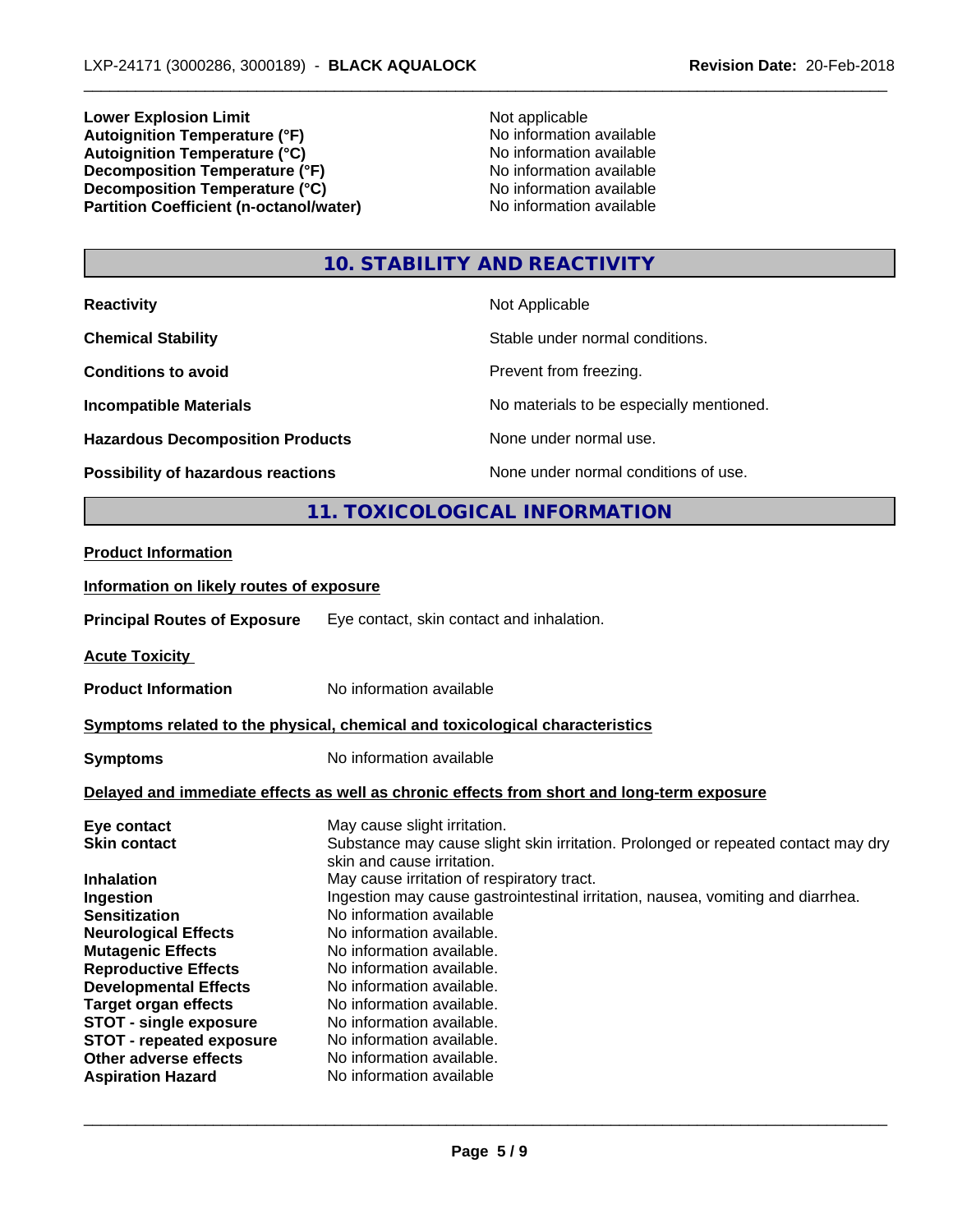| | |
|---|---|
| **Lower Explosion Limit** | Not applicable |
| **Autoignition Temperature (°F)** | No information available |
| **Autoignition Temperature (°C)** | No information available |
| **Decomposition Temperature (°F)** | No information available |
| **Decomposition Temperature (°C)** | No information available |
| **Partition Coefficient (n-octanol/water)** | No information available |

## 10. STABILITY AND REACTIVITY

| | |
|---|---|
| **Reactivity** | Not Applicable |
| **Chemical Stability** | Stable under normal conditions. |
| **Conditions to avoid** | Prevent from freezing. |
| **Incompatible Materials** | No materials to be especially mentioned. |
| **Hazardous Decomposition Products** | None under normal use. |
| **Possibility of hazardous reactions** | None under normal conditions of use. |

## 11. TOXICOLOGICAL INFORMATION

**Product Information**

**Information on likely routes of exposure**

**Principal Routes of Exposure** Eye contact, skin contact and inhalation.

**Acute Toxicity**

**Product Information** No information available

**Symptoms related to the physical, chemical and toxicological characteristics**

**Symptoms** No information available

**Delayed and immediate effects as well as chronic effects from short and long-term exposure**

| | |
|---|---|
| **Eye contact** | May cause slight irritation. |
| **Skin contact** | Substance may cause slight skin irritation. Prolonged or repeated contact may dry skin and cause irritation. |
| **Inhalation** | May cause irritation of respiratory tract. |
| **Ingestion** | Ingestion may cause gastrointestinal irritation, nausea, vomiting and diarrhea. |
| **Sensitization** | No information available |
| **Neurological Effects** | No information available. |
| **Mutagenic Effects** | No information available. |
| **Reproductive Effects** | No information available. |
| **Developmental Effects** | No information available. |
| **Target organ effects** | No information available. |
| **STOT - single exposure** | No information available. |
| **STOT - repeated exposure** | No information available. |
| **Other adverse effects** | No information available. |
| **Aspiration Hazard** | No information available |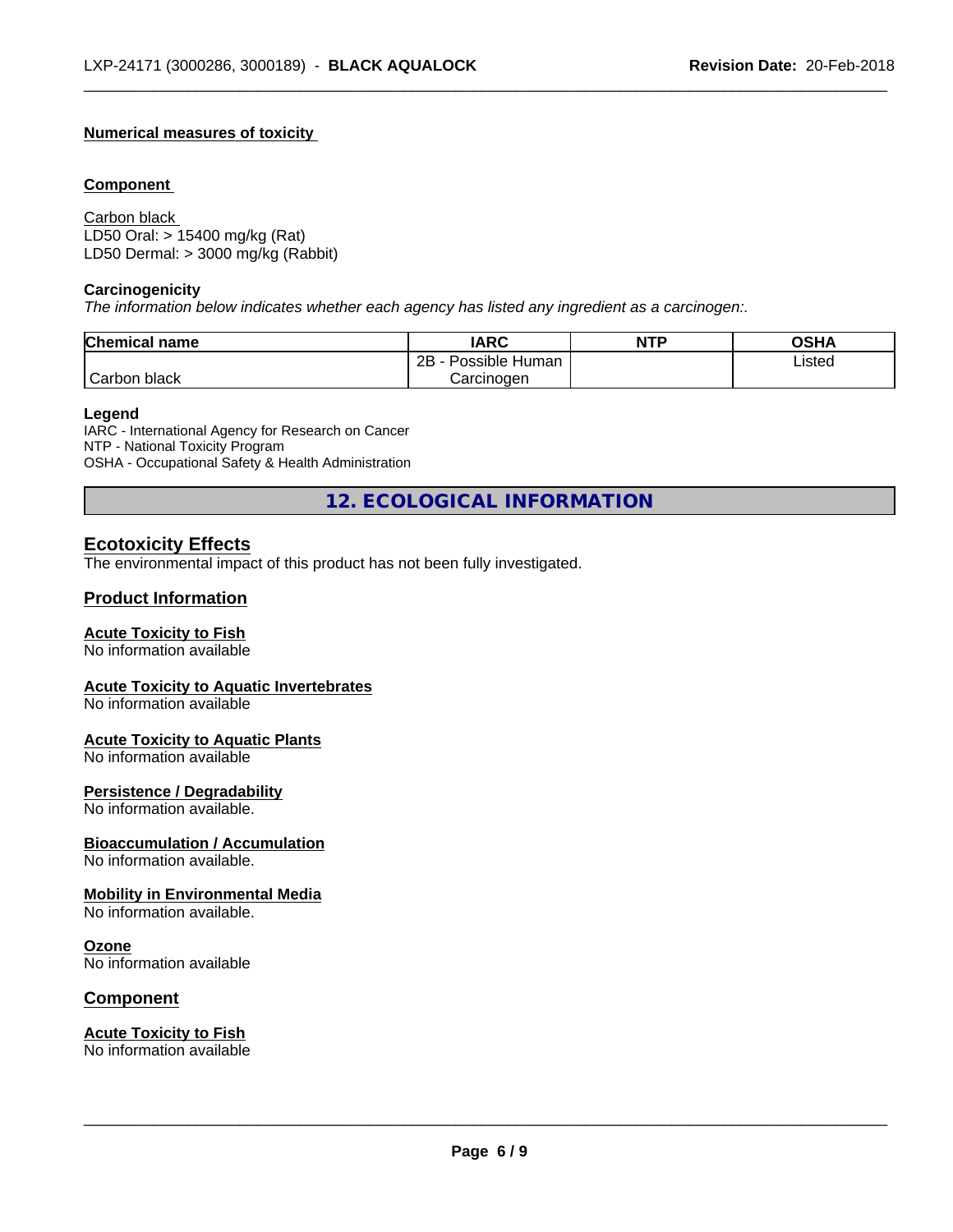**Numerical measures of toxicity**

**Component**

Carbon black
LD50 Oral: > 15400 mg/kg (Rat)
LD50 Dermal: > 3000 mg/kg (Rabbit)

**Carcinogenicity**

*The information below indicates whether each agency has listed any ingredient as a carcinogen:.*

| Chemical name | IARC | NTP | OSHA |
|---|---|---|---|
| Carbon black | 2B - Possible Human Carcinogen | | Listed |

**Legend**

IARC - International Agency for Research on Cancer
NTP - National Toxicity Program
OSHA - Occupational Safety & Health Administration

## 12. ECOLOGICAL INFORMATION

### Ecotoxicity Effects

The environmental impact of this product has not been fully investigated.

### Product Information

**Acute Toxicity to Fish**
No information available

**Acute Toxicity to Aquatic Invertebrates**
No information available

**Acute Toxicity to Aquatic Plants**
No information available

**Persistence / Degradability**
No information available.

**Bioaccumulation / Accumulation**
No information available.

**Mobility in Environmental Media**
No information available.

**Ozone**
No information available

### Component

**Acute Toxicity to Fish**
No information available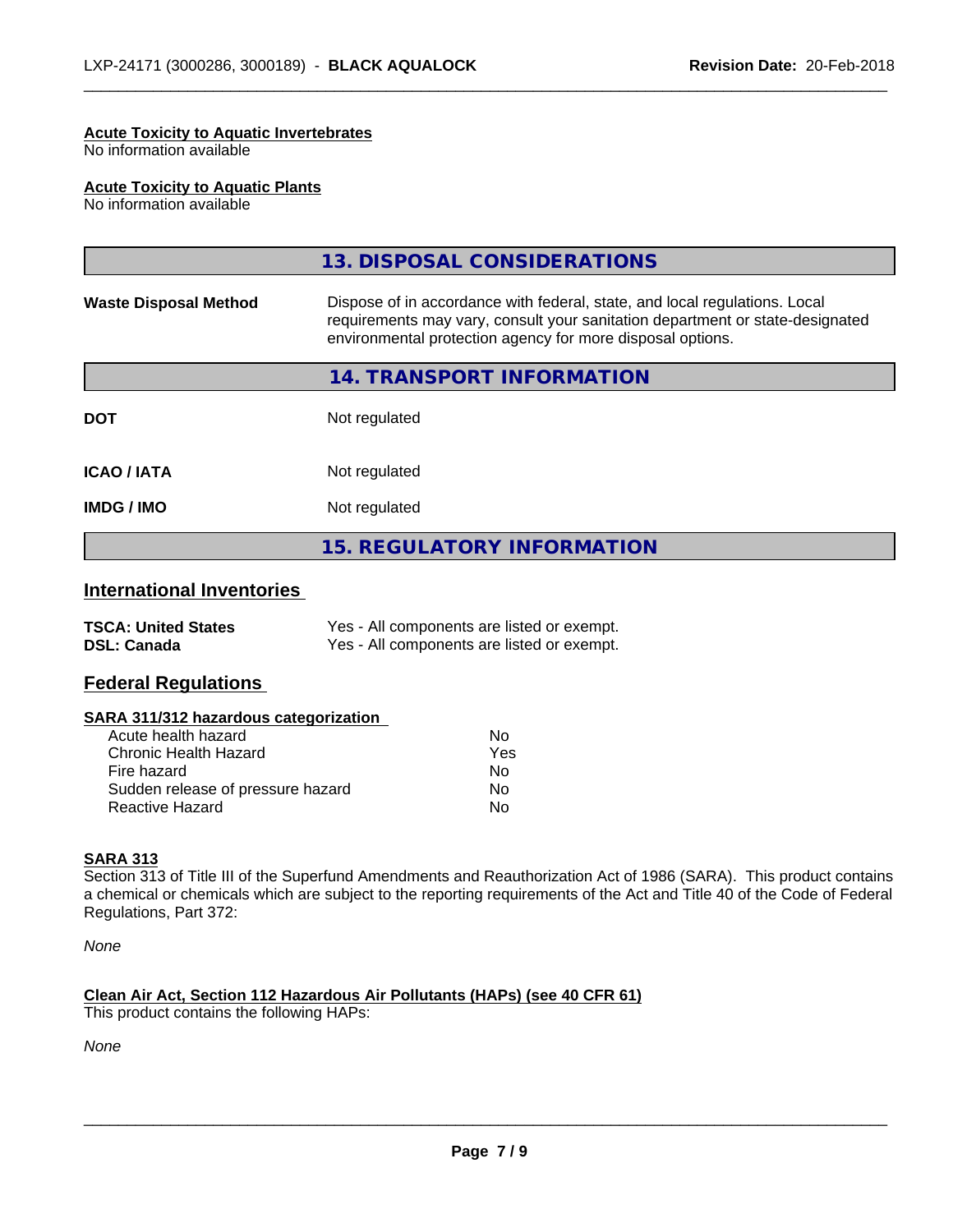**Acute Toxicity to Aquatic Invertebrates**
No information available

**Acute Toxicity to Aquatic Plants**
No information available

## 13. DISPOSAL CONSIDERATIONS

| | |
|---|---|
| **Waste Disposal Method** | Dispose of in accordance with federal, state, and local regulations. Local requirements may vary, consult your sanitation department or state-designated environmental protection agency for more disposal options. |

## 14. TRANSPORT INFORMATION

| | |
|---|---|
| **DOT** | Not regulated |
| **ICAO / IATA** | Not regulated |
| **IMDG / IMO** | Not regulated |

## 15. REGULATORY INFORMATION

### International Inventories

| | |
|---|---|
| **TSCA: United States** | Yes - All components are listed or exempt. |
| **DSL: Canada** | Yes - All components are listed or exempt. |

### Federal Regulations

**SARA 311/312 hazardous categorization**

| | |
|---|---|
| Acute health hazard | No |
| Chronic Health Hazard | Yes |
| Fire hazard | No |
| Sudden release of pressure hazard | No |
| Reactive Hazard | No |

**SARA 313**
Section 313 of Title III of the Superfund Amendments and Reauthorization Act of 1986 (SARA). This product contains a chemical or chemicals which are subject to the reporting requirements of the Act and Title 40 of the Code of Federal Regulations, Part 372:

*None*

**Clean Air Act, Section 112 Hazardous Air Pollutants (HAPs) (see 40 CFR 61)**
This product contains the following HAPs:

*None*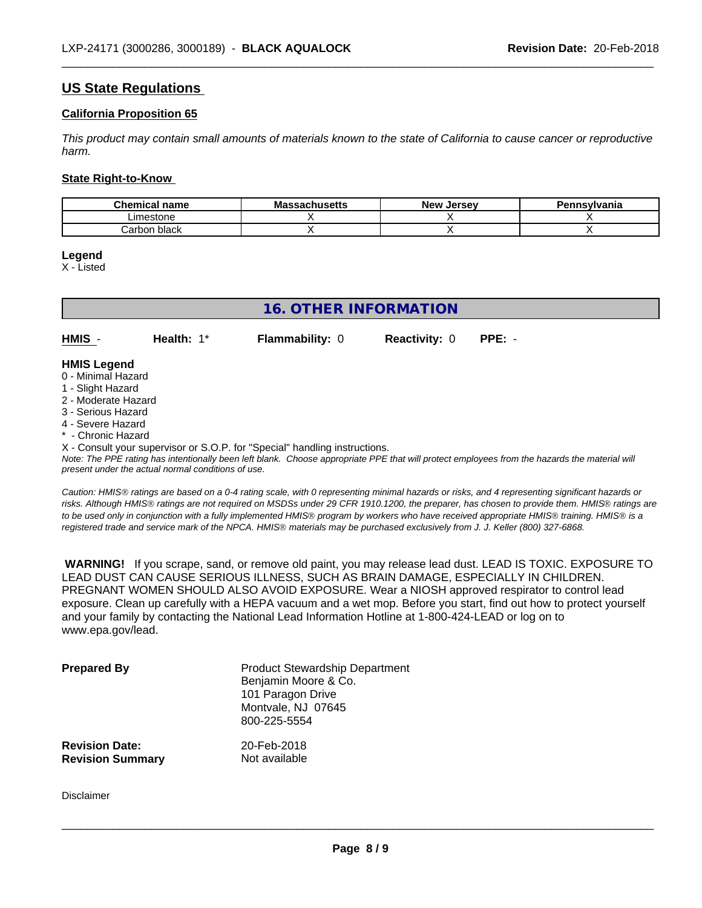## US State Regulations

### California Proposition 65

*This product may contain small amounts of materials known to the state of California to cause cancer or reproductive harm.*

### State Right-to-Know

| Chemical name | Massachusetts | New Jersey | Pennsylvania |
|---|---|---|---|
| Limestone | X | X | X |
| Carbon black | X | X | X |

**Legend**
X - Listed

## 16. OTHER INFORMATION

**HMIS** - **Health:** 1* **Flammability:** 0 **Reactivity:** 0 **PPE:** -

**HMIS Legend**
0 - Minimal Hazard
1 - Slight Hazard
2 - Moderate Hazard
3 - Serious Hazard
4 - Severe Hazard
* - Chronic Hazard
X - Consult your supervisor or S.O.P. for "Special" handling instructions.
*Note: The PPE rating has intentionally been left blank. Choose appropriate PPE that will protect employees from the hazards the material will present under the actual normal conditions of use.*

*Caution: HMIS® ratings are based on a 0-4 rating scale, with 0 representing minimal hazards or risks, and 4 representing significant hazards or risks. Although HMIS® ratings are not required on MSDSs under 29 CFR 1910.1200, the preparer, has chosen to provide them. HMIS® ratings are to be used only in conjunction with a fully implemented HMIS® program by workers who have received appropriate HMIS® training. HMIS® is a registered trade and service mark of the NPCA. HMIS® materials may be purchased exclusively from J. J. Keller (800) 327-6868.*

**WARNING!** If you scrape, sand, or remove old paint, you may release lead dust. LEAD IS TOXIC. EXPOSURE TO LEAD DUST CAN CAUSE SERIOUS ILLNESS, SUCH AS BRAIN DAMAGE, ESPECIALLY IN CHILDREN. PREGNANT WOMEN SHOULD ALSO AVOID EXPOSURE. Wear a NIOSH approved respirator to control lead exposure. Clean up carefully with a HEPA vacuum and a wet mop. Before you start, find out how to protect yourself and your family by contacting the National Lead Information Hotline at 1-800-424-LEAD or log on to www.epa.gov/lead.

**Prepared By**
Product Stewardship Department
Benjamin Moore & Co.
101 Paragon Drive
Montvale, NJ 07645
800-225-5554

**Revision Date:** 20-Feb-2018
**Revision Summary** Not available

Disclaimer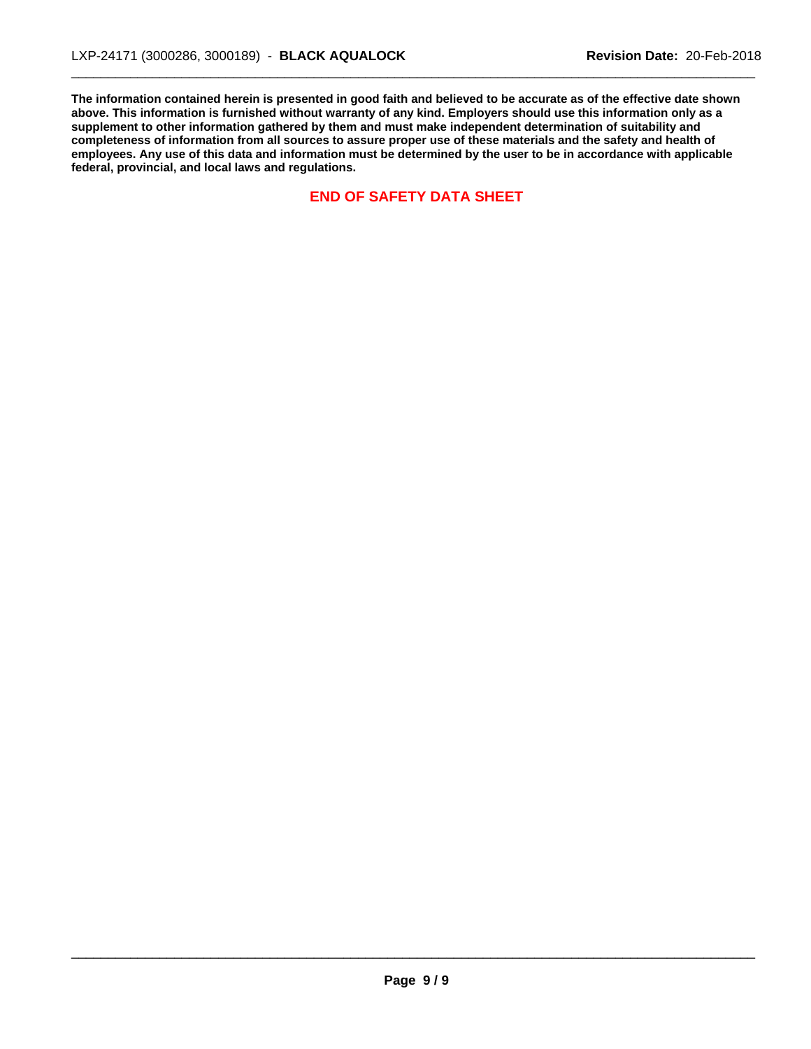**The information contained herein is presented in good faith and believed to be accurate as of the effective date shown above. This information is furnished without warranty of any kind. Employers should use this information only as a supplement to other information gathered by them and must make independent determination of suitability and completeness of information from all sources to assure proper use of these materials and the safety and health of employees. Any use of this data and information must be determined by the user to be in accordance with applicable federal, provincial, and local laws and regulations.**

**END OF SAFETY DATA SHEET**